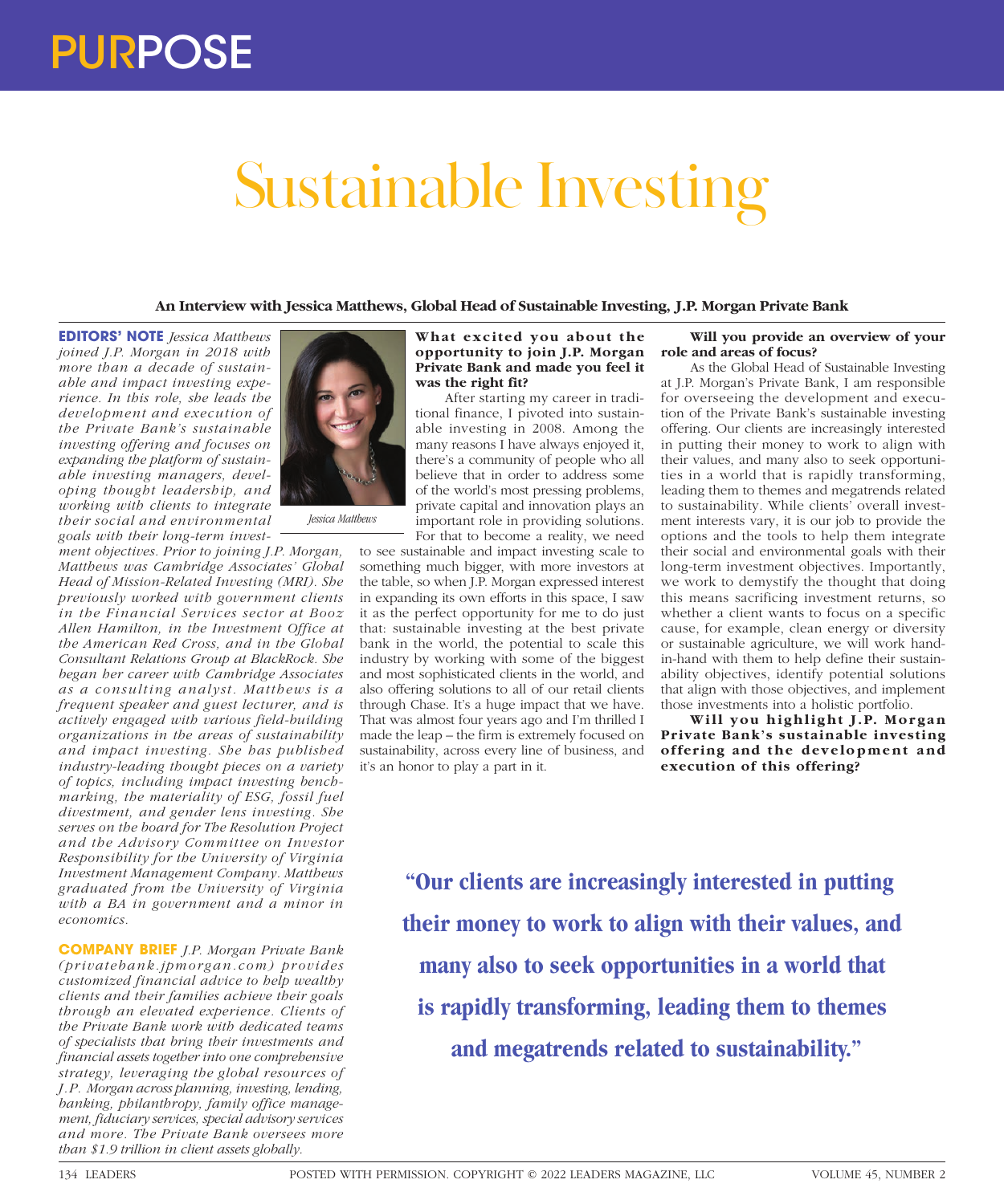# Sustainable Investing

**An Interview with Jessica Matthews, Global Head of Sustainable Investing, J.P. Morgan Private Bank**

**EDITORS' NOTE** *Jessica Matthews joined J.P. Morgan in 2018 with more than a decade of sustainable and impact investing experience. In this role, she leads the development and execution of the Private Bank's sustainable investing offering and focuses on expanding the platform of sustainable investing managers, developing thought leadership, and working with clients to integrate their social and environmental goals with their long-term investment objectives. Prior to joining J.P. Morgan, Matthews was Cambridge Associates' Global Head of Mission-Related Investing (MRI). She previously worked with government clients in the Financial Services sector at Booz Allen Hamilton, in the Investment Office at the American Red Cross, and in the Global Consultant Relations Group at BlackRock. She began her career with Cambridge Associates as a consulting analyst. Matthews is a frequent speaker and guest lecturer, and is actively engaged with various field-building organizations in the areas of sustainability and impact investing. She has published industry-leading thought pieces on a variety of topics, including impact investing benchmarking, the materiality of ESG, fossil fuel divestment, and gender lens investing. She serves on the board for The Resolution Project and the Advisory Committee on Investor Responsibility for the University of Virginia Investment Management Company. Matthews graduated from the University of Virginia with a BA in government and a minor in economics.*

*Jessica Matthews*

**COMPANY BRIEF** *J.P. Morgan Private Bank (privatebank.jpmorgan.com) provides customized financial advice to help wealthy clients and their families achieve their goals through an elevated experience. Clients of the Private Bank work with dedicated teams of specialists that bring their investments and financial assets together into one comprehensive strategy, leveraging the global resources of J.P. Morgan across planning, investing, lending, banking, philanthropy, family office management, fiduciary services, special advisory services and more. The Private Bank oversees more than $1.9 trillion in client assets globally.*

**What excited you about the opportunity to join J.P. Morgan Private Bank and made you feel it was the right fit?**

After starting my career in traditional finance, I pivoted into sustainable investing in 2008. Among the many reasons I have always enjoyed it, there's a community of people who all believe that in order to address some of the world's most pressing problems, private capital and innovation plays an important role in providing solutions. For that to become a reality, we need to see sustainable and impact investing scale to something much bigger, with more investors at the table, so when J.P. Morgan expressed interest in expanding its own efforts in this space, I saw it as the perfect opportunity for me to do just that: sustainable investing at the best private bank in the world, the potential to scale this industry by working with some of the biggest and most sophisticated clients in the world, and also offering solutions to all of our retail clients through Chase. It's a huge impact that we have. That was almost four years ago and I'm thrilled I made the leap – the firm is extremely focused on sustainability, across every line of business, and it's an honor to play a part in it.

**Will you provide an overview of your role and areas of focus?**

As the Global Head of Sustainable Investing at J.P. Morgan's Private Bank, I am responsible for overseeing the development and execution of the Private Bank's sustainable investing offering. Our clients are increasingly interested in putting their money to work to align with their values, and many also to seek opportunities in a world that is rapidly transforming, leading them to themes and megatrends related to sustainability. While clients' overall investment interests vary, it is our job to provide the options and the tools to help them integrate their social and environmental goals with their long-term investment objectives. Importantly, we work to demystify the thought that doing this means sacrificing investment returns, so whether a client wants to focus on a specific cause, for example, clean energy or diversity or sustainable agriculture, we will work hand-in-hand with them to help define their sustainability objectives, identify potential solutions that align with those objectives, and implement those investments into a holistic portfolio.

**Will you highlight J.P. Morgan Private Bank's sustainable investing offering and the development and execution of this offering?**

> **"Our clients are increasingly interested in putting their money to work to align with their values, and many also to seek opportunities in a world that is rapidly transforming, leading them to themes and megatrends related to sustainability."**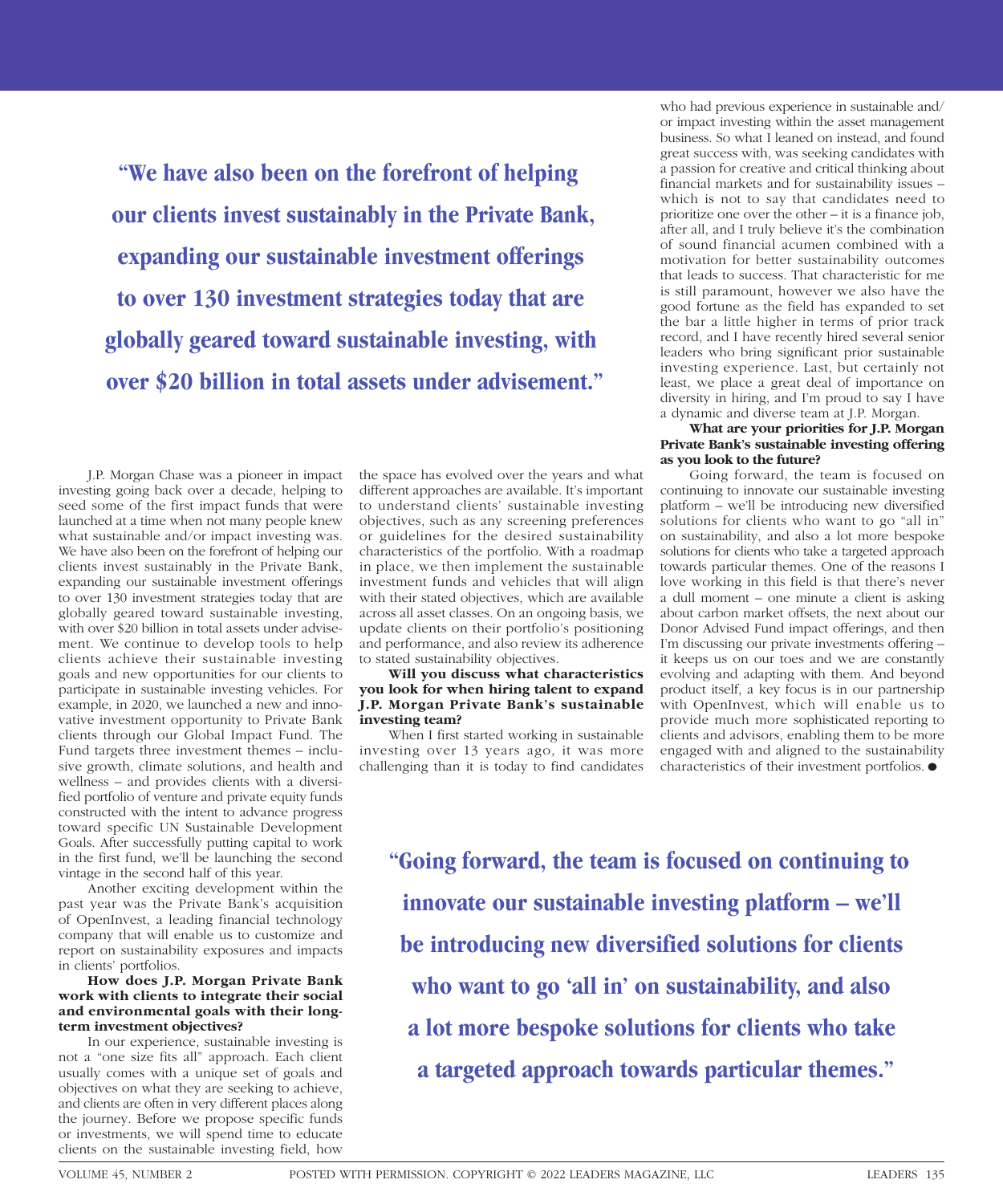> **"We have also been on the forefront of helping our clients invest sustainably in the Private Bank, expanding our sustainable investment offerings to over 130 investment strategies today that are globally geared toward sustainable investing, with over $20 billion in total assets under advisement."**

J.P. Morgan Chase was a pioneer in impact investing going back over a decade, helping to seed some of the first impact funds that were launched at a time when not many people knew what sustainable and/or impact investing was. We have also been on the forefront of helping our clients invest sustainably in the Private Bank, expanding our sustainable investment offerings to over 130 investment strategies today that are globally geared toward sustainable investing, with over $20 billion in total assets under advisement. We continue to develop tools to help clients achieve their sustainable investing goals and new opportunities for our clients to participate in sustainable investing vehicles. For example, in 2020, we launched a new and innovative investment opportunity to Private Bank clients through our Global Impact Fund. The Fund targets three investment themes – inclusive growth, climate solutions, and health and wellness – and provides clients with a diversified portfolio of venture and private equity funds constructed with the intent to advance progress toward specific UN Sustainable Development Goals. After successfully putting capital to work in the first fund, we'll be launching the second vintage in the second half of this year.

Another exciting development within the past year was the Private Bank's acquisition of OpenInvest, a leading financial technology company that will enable us to customize and report on sustainability exposures and impacts in clients' portfolios.

**How does J.P. Morgan Private Bank work with clients to integrate their social and environmental goals with their long-term investment objectives?**

In our experience, sustainable investing is not a "one size fits all" approach. Each client usually comes with a unique set of goals and objectives on what they are seeking to achieve, and clients are often in very different places along the journey. Before we propose specific funds or investments, we will spend time to educate clients on the sustainable investing field, how the space has evolved over the years and what different approaches are available. It's important to understand clients' sustainable investing objectives, such as any screening preferences or guidelines for the desired sustainability characteristics of the portfolio. With a roadmap in place, we then implement the sustainable investment funds and vehicles that will align with their stated objectives, which are available across all asset classes. On an ongoing basis, we update clients on their portfolio's positioning and performance, and also review its adherence to stated sustainability objectives.

**Will you discuss what characteristics you look for when hiring talent to expand J.P. Morgan Private Bank's sustainable investing team?**

When I first started working in sustainable investing over 13 years ago, it was more challenging than it is today to find candidates who had previous experience in sustainable and/or impact investing within the asset management business. So what I leaned on instead, and found great success with, was seeking candidates with a passion for creative and critical thinking about financial markets and for sustainability issues – which is not to say that candidates need to prioritize one over the other – it is a finance job, after all, and I truly believe it's the combination of sound financial acumen combined with a motivation for better sustainability outcomes that leads to success. That characteristic for me is still paramount, however we also have the good fortune as the field has expanded to set the bar a little higher in terms of prior track record, and I have recently hired several senior leaders who bring significant prior sustainable investing experience. Last, but certainly not least, we place a great deal of importance on diversity in hiring, and I'm proud to say I have a dynamic and diverse team at J.P. Morgan.

**What are your priorities for J.P. Morgan Private Bank's sustainable investing offering as you look to the future?**

Going forward, the team is focused on continuing to innovate our sustainable investing platform – we'll be introducing new diversified solutions for clients who want to go "all in" on sustainability, and also a lot more bespoke solutions for clients who take a targeted approach towards particular themes. One of the reasons I love working in this field is that there's never a dull moment – one minute a client is asking about carbon market offsets, the next about our Donor Advised Fund impact offerings, and then I'm discussing our private investments offering – it keeps us on our toes and we are constantly evolving and adapting with them. And beyond product itself, a key focus is in our partnership with OpenInvest, which will enable us to provide much more sophisticated reporting to clients and advisors, enabling them to be more engaged with and aligned to the sustainability characteristics of their investment portfolios. ●

> **"Going forward, the team is focused on continuing to innovate our sustainable investing platform – we'll be introducing new diversified solutions for clients who want to go 'all in' on sustainability, and also a lot more bespoke solutions for clients who take a targeted approach towards particular themes."**

POSTED WITH PERMISSION. COPYRIGHT © 2022 LEADERS MAGAZINE, LLC